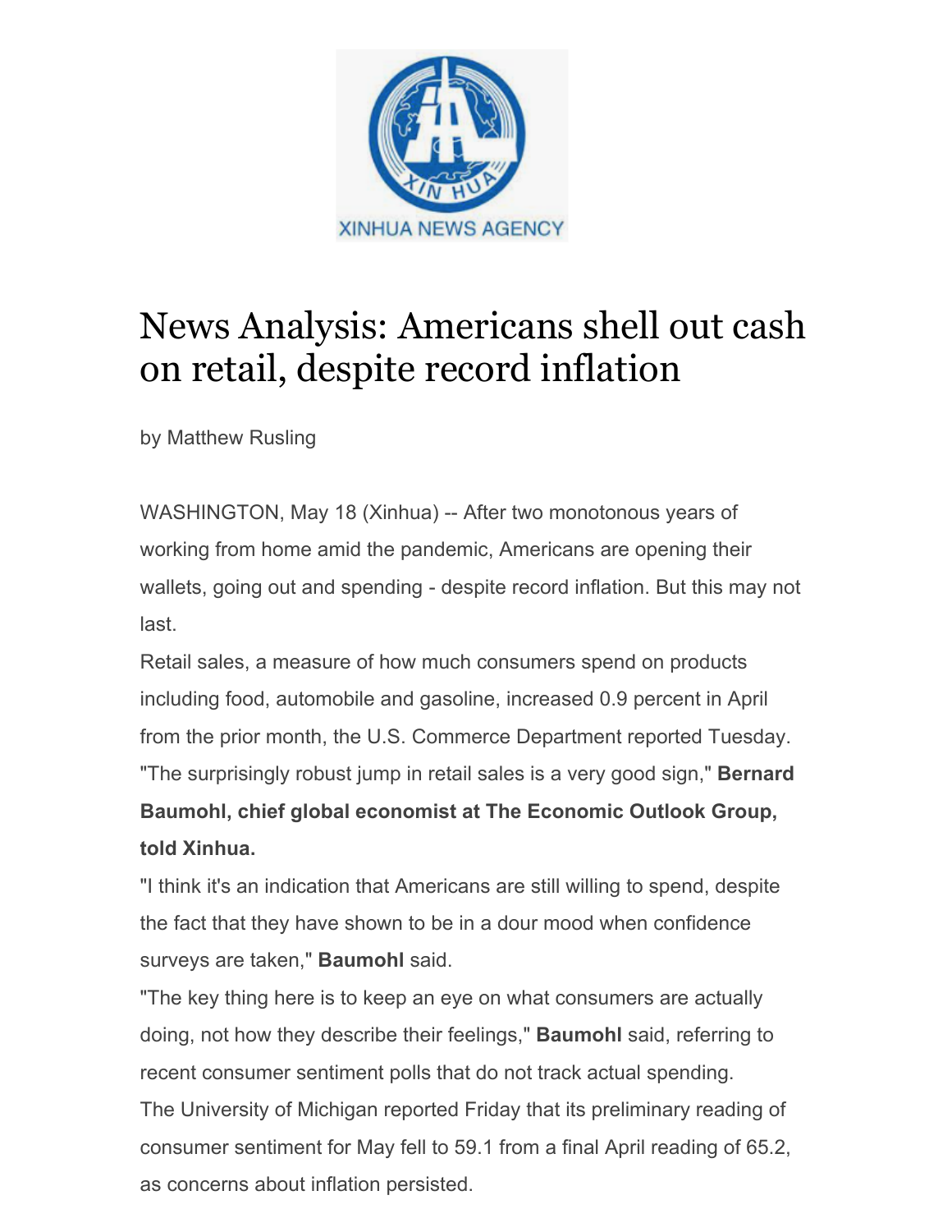XINHUA NEWS AGENCY

# News Analysis: Americans shell out cash on retail, despite record inflation

by Matthew Rusling

WASHINGTON, May 18 (Xinhua) -- After two monotonous years of working from home amid the pandemic, Americans are opening their wallets, going out and spending - despite record inflation. But this may not last.

Retail sales, a measure of how much consumers spend on products including food, automobile and gasoline, increased 0.9 percent in April from the prior month, the U.S. Commerce Department reported Tuesday.

"The surprisingly robust jump in retail sales is a very good sign," **Bernard Baumohl, chief global economist at The Economic Outlook Group, told Xinhua.**

"I think it's an indication that Americans are still willing to spend, despite the fact that they have shown to be in a dour mood when confidence surveys are taken," **Baumohl** said.

"The key thing here is to keep an eye on what consumers are actually doing, not how they describe their feelings," **Baumohl** said, referring to recent consumer sentiment polls that do not track actual spending.

The University of Michigan reported Friday that its preliminary reading of consumer sentiment for May fell to 59.1 from a final April reading of 65.2, as concerns about inflation persisted.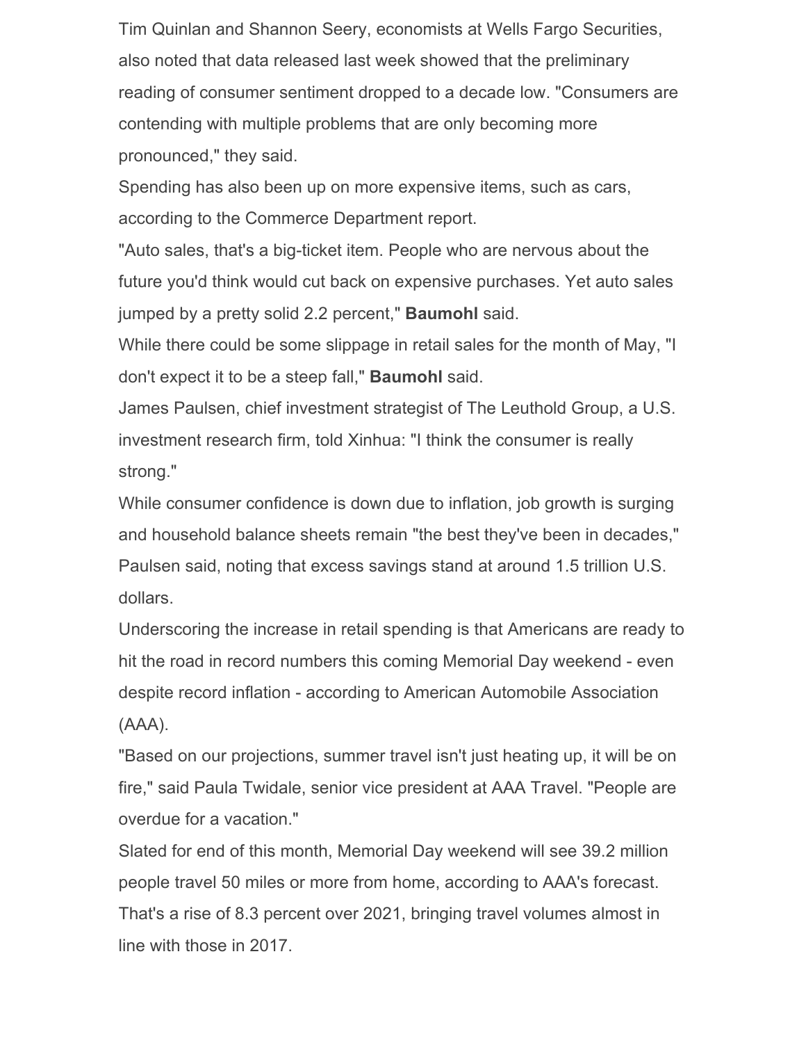Tim Quinlan and Shannon Seery, economists at Wells Fargo Securities, also noted that data released last week showed that the preliminary reading of consumer sentiment dropped to a decade low. "Consumers are contending with multiple problems that are only becoming more pronounced," they said.

Spending has also been up on more expensive items, such as cars, according to the Commerce Department report.

"Auto sales, that's a big-ticket item. People who are nervous about the future you'd think would cut back on expensive purchases. Yet auto sales jumped by a pretty solid 2.2 percent," **Baumohl** said.

While there could be some slippage in retail sales for the month of May, "I don't expect it to be a steep fall," **Baumohl** said.

James Paulsen, chief investment strategist of The Leuthold Group, a U.S. investment research firm, told Xinhua: "I think the consumer is really strong."

While consumer confidence is down due to inflation, job growth is surging and household balance sheets remain "the best they've been in decades," Paulsen said, noting that excess savings stand at around 1.5 trillion U.S. dollars.

Underscoring the increase in retail spending is that Americans are ready to hit the road in record numbers this coming Memorial Day weekend - even despite record inflation - according to American Automobile Association (AAA).

"Based on our projections, summer travel isn't just heating up, it will be on fire," said Paula Twidale, senior vice president at AAA Travel. "People are overdue for a vacation."

Slated for end of this month, Memorial Day weekend will see 39.2 million people travel 50 miles or more from home, according to AAA's forecast. That's a rise of 8.3 percent over 2021, bringing travel volumes almost in line with those in 2017.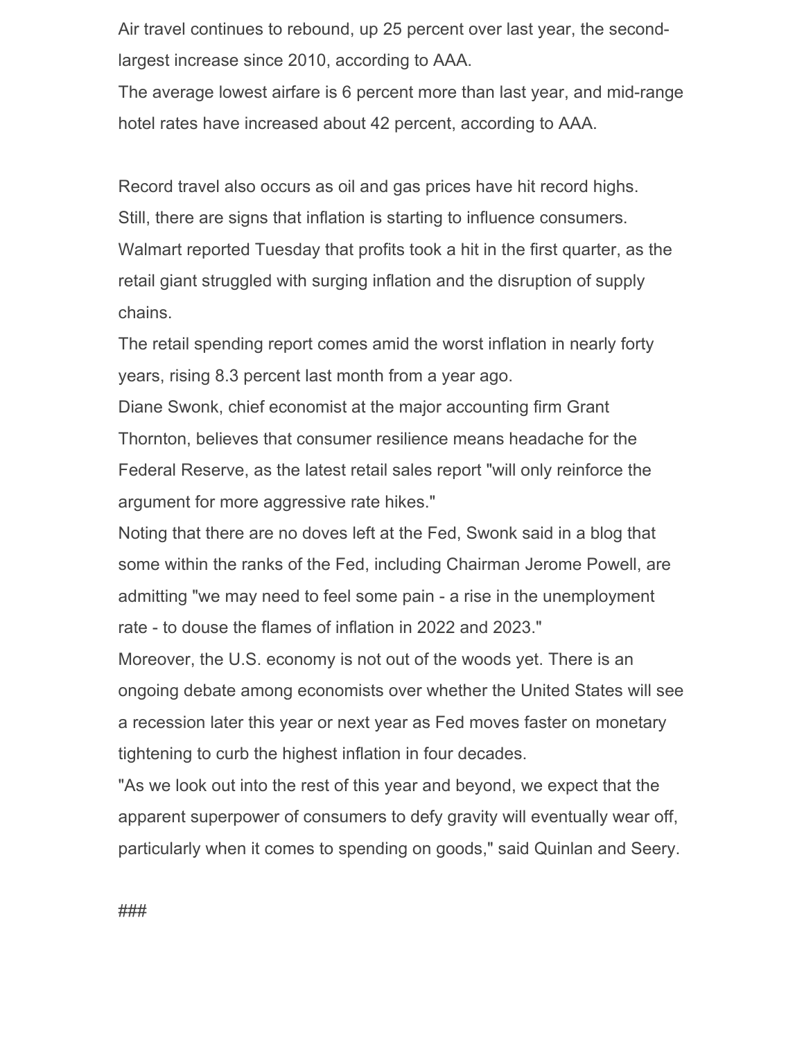Air travel continues to rebound, up 25 percent over last year, the second-largest increase since 2010, according to AAA.

The average lowest airfare is 6 percent more than last year, and mid-range hotel rates have increased about 42 percent, according to AAA.

Record travel also occurs as oil and gas prices have hit record highs.

Still, there are signs that inflation is starting to influence consumers.

Walmart reported Tuesday that profits took a hit in the first quarter, as the retail giant struggled with surging inflation and the disruption of supply chains.

The retail spending report comes amid the worst inflation in nearly forty years, rising 8.3 percent last month from a year ago.

Diane Swonk, chief economist at the major accounting firm Grant Thornton, believes that consumer resilience means headache for the Federal Reserve, as the latest retail sales report "will only reinforce the argument for more aggressive rate hikes."

Noting that there are no doves left at the Fed, Swonk said in a blog that some within the ranks of the Fed, including Chairman Jerome Powell, are admitting "we may need to feel some pain - a rise in the unemployment rate - to douse the flames of inflation in 2022 and 2023."

Moreover, the U.S. economy is not out of the woods yet. There is an ongoing debate among economists over whether the United States will see a recession later this year or next year as Fed moves faster on monetary tightening to curb the highest inflation in four decades.

"As we look out into the rest of this year and beyond, we expect that the apparent superpower of consumers to defy gravity will eventually wear off, particularly when it comes to spending on goods," said Quinlan and Seery.

###